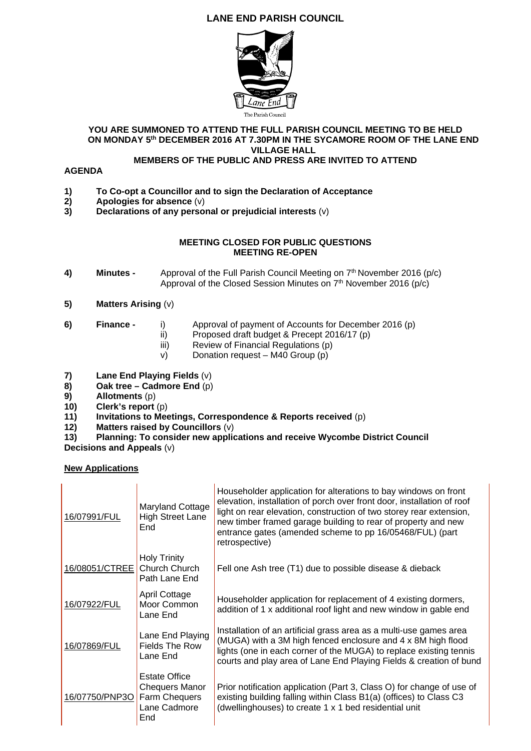# LANE END PARISH COUNCIL

The Parish Council

**YOU ARE SUMMONED TO ATTEND THE FULL PARISH COUNCIL MEETING TO BE HELD ON MONDAY 5th DECEMBER 2016 AT 7.30PM IN THE SYCAMORE ROOM OF THE LANE END VILLAGE HALL**

**MEMBERS OF THE PUBLIC AND PRESS ARE INVITED TO ATTEND**

**AGENDA**

1) **To Co-opt a Councillor and to sign the Declaration of Acceptance**
2) **Apologies for absence** (v)
3) **Declarations of any personal or prejudicial interests** (v)

**MEETING CLOSED FOR PUBLIC QUESTIONS**
**MEETING RE-OPEN**

4) **Minutes -** Approval of the Full Parish Council Meeting on 7th November 2016 (p/c)
   Approval of the Closed Session Minutes on 7th November 2016 (p/c)

5) **Matters Arising** (v)

6) **Finance -**
   i) Approval of payment of Accounts for December 2016 (p)
   ii) Proposed draft budget & Precept 2016/17 (p)
   iii) Review of Financial Regulations (p)
   v) Donation request – M40 Group (p)

7) **Lane End Playing Fields** (v)
8) **Oak tree – Cadmore End** (p)
9) **Allotments** (p)
10) **Clerk's report** (p)
11) **Invitations to Meetings, Correspondence & Reports received** (p)
12) **Matters raised by Councillors** (v)
13) **Planning: To consider new applications and receive Wycombe District Council Decisions and Appeals** (v)

**New Applications**

| | | |
|---|---|---|
| 16/07991/FUL | Maryland Cottage High Street Lane End | Householder application for alterations to bay windows on front elevation, installation of porch over front door, installation of roof light on rear elevation, construction of two storey rear extension, new timber framed garage building to rear of property and new entrance gates (amended scheme to pp 16/05468/FUL) (part retrospective) |
| 16/08051/CTREE | Holy Trinity Church Church Path Lane End | Fell one Ash tree (T1) due to possible disease & dieback |
| 16/07922/FUL | April Cottage Moor Common Lane End | Householder application for replacement of 4 existing dormers, addition of 1 x additional roof light and new window in gable end |
| 16/07869/FUL | Lane End Playing Fields The Row Lane End | Installation of an artificial grass area as a multi-use games area (MUGA) with a 3M high fenced enclosure and 4 x 8M high flood lights (one in each corner of the MUGA) to replace existing tennis courts and play area of Lane End Playing Fields & creation of bund |
| 16/07750/PNP3O | Estate Office Chequers Manor Farm Chequers Lane Cadmore End | Prior notification application (Part 3, Class O) for change of use of existing building falling within Class B1(a) (offices) to Class C3 (dwellinghouses) to create 1 x 1 bed residential unit |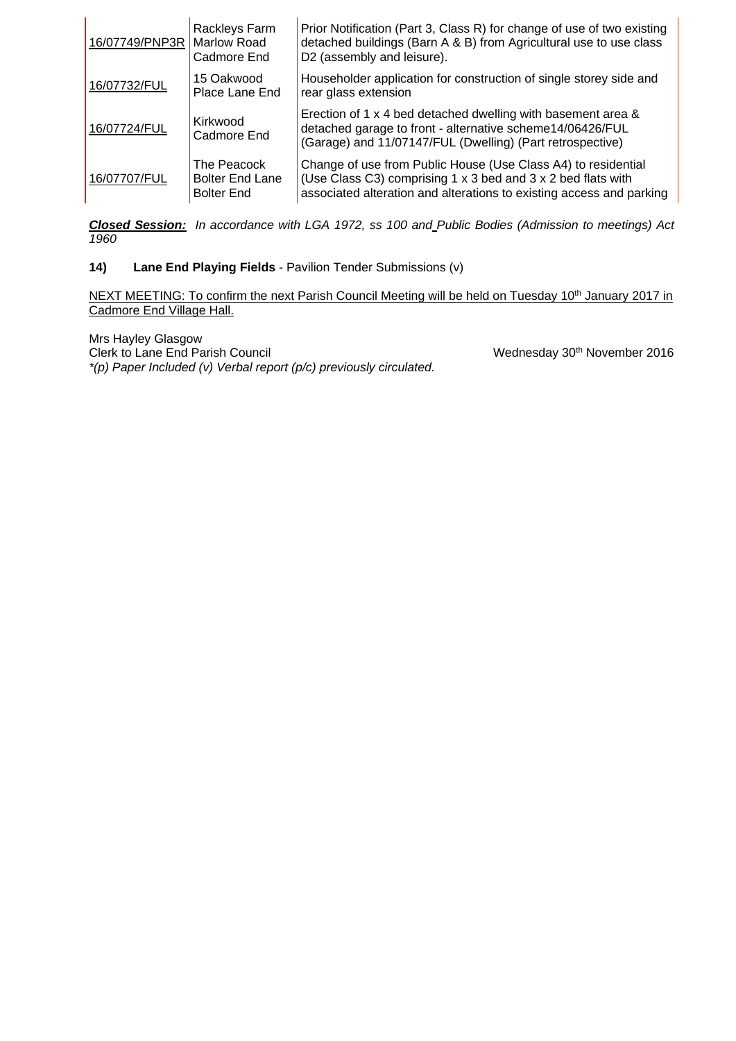| | | |
|---|---|---|
| 16/07749/PNP3R | Rackleys Farm Marlow Road Cadmore End | Prior Notification (Part 3, Class R) for change of use of two existing detached buildings (Barn A & B) from Agricultural use to use class D2 (assembly and leisure). |
| 16/07732/FUL | 15 Oakwood Place Lane End | Householder application for construction of single storey side and rear glass extension |
| 16/07724/FUL | Kirkwood Cadmore End | Erection of 1 x 4 bed detached dwelling with basement area & detached garage to front - alternative scheme14/06426/FUL (Garage) and 11/07147/FUL (Dwelling) (Part retrospective) |
| 16/07707/FUL | The Peacock Bolter End Lane Bolter End | Change of use from Public House (Use Class A4) to residential (Use Class C3) comprising 1 x 3 bed and 3 x 2 bed flats with associated alteration and alterations to existing access and parking |

***Closed Session:*** *In accordance with LGA 1972, ss 100 and Public Bodies (Admission to meetings) Act 1960*

**14) Lane End Playing Fields** - Pavilion Tender Submissions (v)

NEXT MEETING: To confirm the next Parish Council Meeting will be held on Tuesday 10th January 2017 in Cadmore End Village Hall.

Mrs Hayley Glasgow
Clerk to Lane End Parish Council
Wednesday 30th November 2016

*\*(p) Paper Included (v) Verbal report (p/c) previously circulated.*